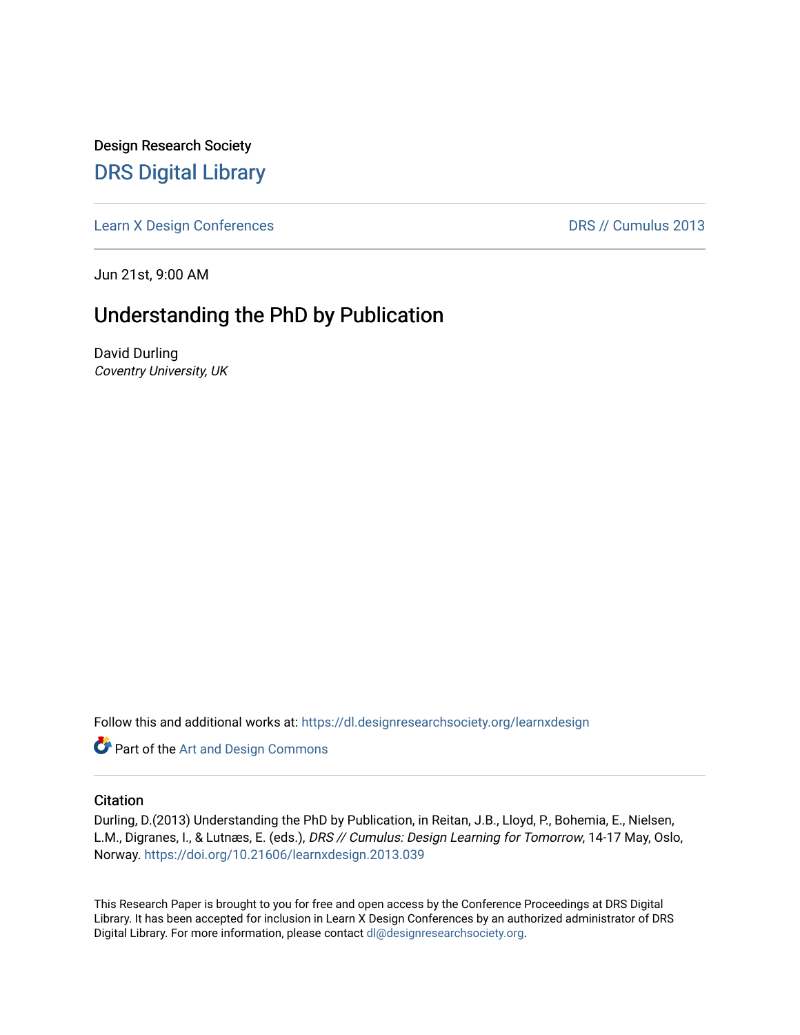Design Research Society

# DRS Digital Library

Learn X Design Conferences — DRS // Cumulus 2013

Jun 21st, 9:00 AM

## Understanding the PhD by Publication

David Durling
*Coventry University, UK*

Follow this and additional works at: https://dl.designresearchsociety.org/learnxdesign

Part of the Art and Design Commons

### Citation

Durling, D.(2013) Understanding the PhD by Publication, in Reitan, J.B., Lloyd, P., Bohemia, E., Nielsen, L.M., Digranes, I., & Lutnæs, E. (eds.), *DRS // Cumulus: Design Learning for Tomorrow*, 14-17 May, Oslo, Norway. https://doi.org/10.21606/learnxdesign.2013.039

This Research Paper is brought to you for free and open access by the Conference Proceedings at DRS Digital Library. It has been accepted for inclusion in Learn X Design Conferences by an authorized administrator of DRS Digital Library. For more information, please contact dl@designresearchsociety.org.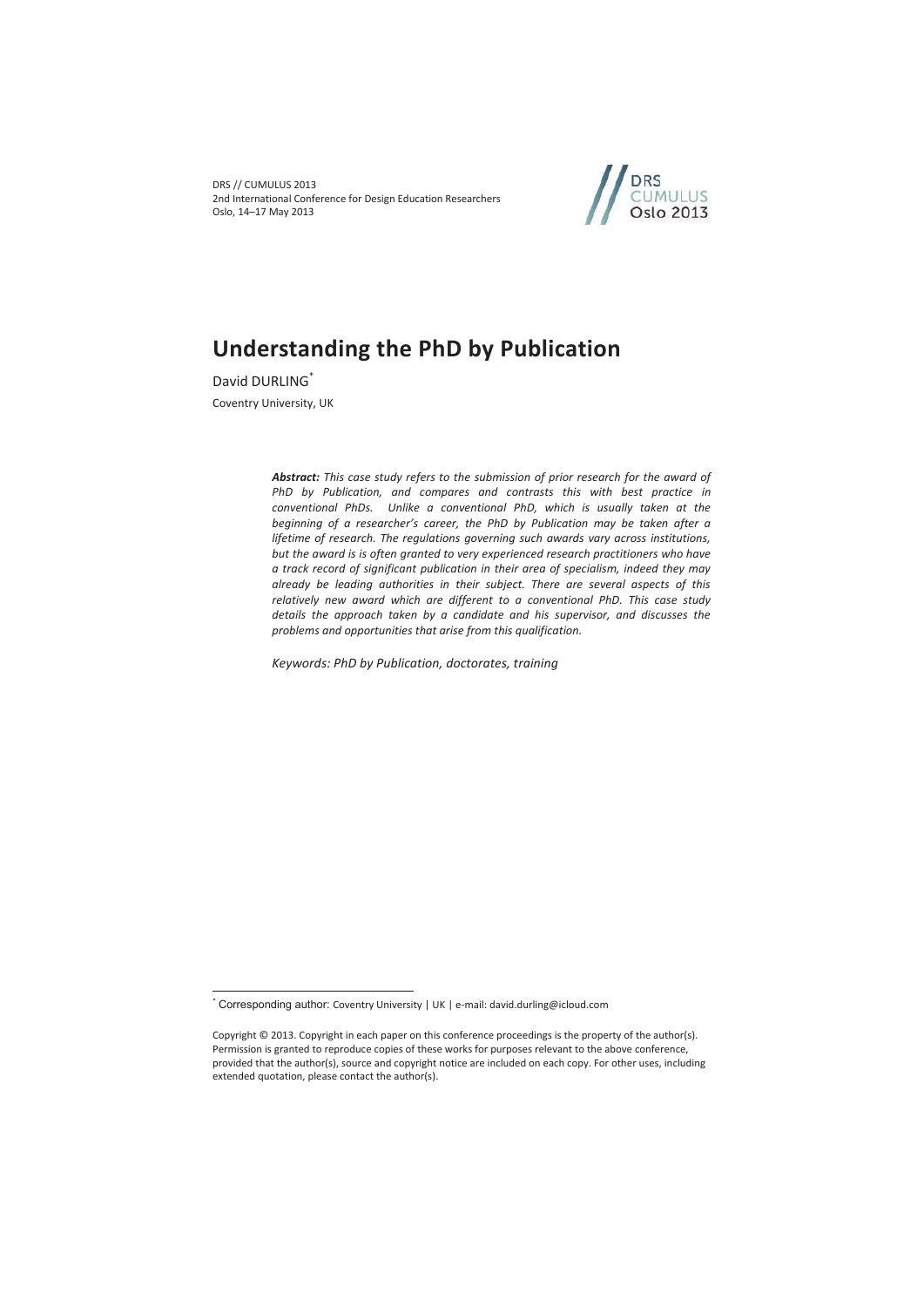# Understanding the PhD by Publication

David DURLING[*]

Coventry University, UK

***Abstract:*** *This case study refers to the submission of prior research for the award of PhD by Publication, and compares and contrasts this with best practice in conventional PhDs. Unlike a conventional PhD, which is usually taken at the beginning of a researcher's career, the PhD by Publication may be taken after a lifetime of research. The regulations governing such awards vary across institutions, but the award is is often granted to very experienced research practitioners who have a track record of significant publication in their area of specialism, indeed they may already be leading authorities in their subject. There are several aspects of this relatively new award which are different to a conventional PhD. This case study details the approach taken by a candidate and his supervisor, and discusses the problems and opportunities that arise from this qualification.*

*Keywords: PhD by Publication, doctorates, training*

---

[*] Corresponding author: Coventry University | UK | e-mail: david.durling@icloud.com

Copyright © 2013. Copyright in each paper on this conference proceedings is the property of the author(s). Permission is granted to reproduce copies of these works for purposes relevant to the above conference, provided that the author(s), source and copyright notice are included on each copy. For other uses, including extended quotation, please contact the author(s).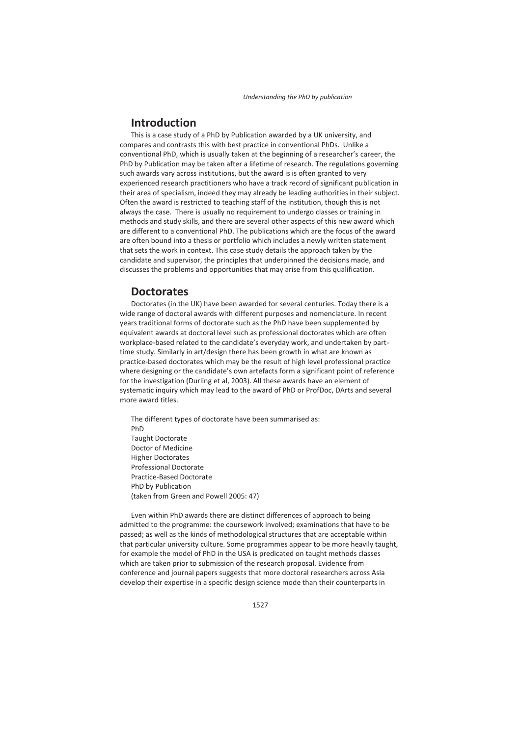## Introduction

This is a case study of a PhD by Publication awarded by a UK university, and compares and contrasts this with best practice in conventional PhDs. Unlike a conventional PhD, which is usually taken at the beginning of a researcher's career, the PhD by Publication may be taken after a lifetime of research. The regulations governing such awards vary across institutions, but the award is is often granted to very experienced research practitioners who have a track record of significant publication in their area of specialism, indeed they may already be leading authorities in their subject. Often the award is restricted to teaching staff of the institution, though this is not always the case. There is usually no requirement to undergo classes or training in methods and study skills, and there are several other aspects of this new award which are different to a conventional PhD. The publications which are the focus of the award are often bound into a thesis or portfolio which includes a newly written statement that sets the work in context. This case study details the approach taken by the candidate and supervisor, the principles that underpinned the decisions made, and discusses the problems and opportunities that may arise from this qualification.

## Doctorates

Doctorates (in the UK) have been awarded for several centuries. Today there is a wide range of doctoral awards with different purposes and nomenclature. In recent years traditional forms of doctorate such as the PhD have been supplemented by equivalent awards at doctoral level such as professional doctorates which are often workplace-based related to the candidate's everyday work, and undertaken by part-time study. Similarly in art/design there has been growth in what are known as practice-based doctorates which may be the result of high level professional practice where designing or the candidate's own artefacts form a significant point of reference for the investigation (Durling et al, 2003). All these awards have an element of systematic inquiry which may lead to the award of PhD or ProfDoc, DArts and several more award titles.

The different types of doctorate have been summarised as:

PhD
Taught Doctorate
Doctor of Medicine
Higher Doctorates
Professional Doctorate
Practice-Based Doctorate
PhD by Publication
(taken from Green and Powell 2005: 47)

Even within PhD awards there are distinct differences of approach to being admitted to the programme: the coursework involved; examinations that have to be passed; as well as the kinds of methodological structures that are acceptable within that particular university culture. Some programmes appear to be more heavily taught, for example the model of PhD in the USA is predicated on taught methods classes which are taken prior to submission of the research proposal. Evidence from conference and journal papers suggests that more doctoral researchers across Asia develop their expertise in a specific design science mode than their counterparts in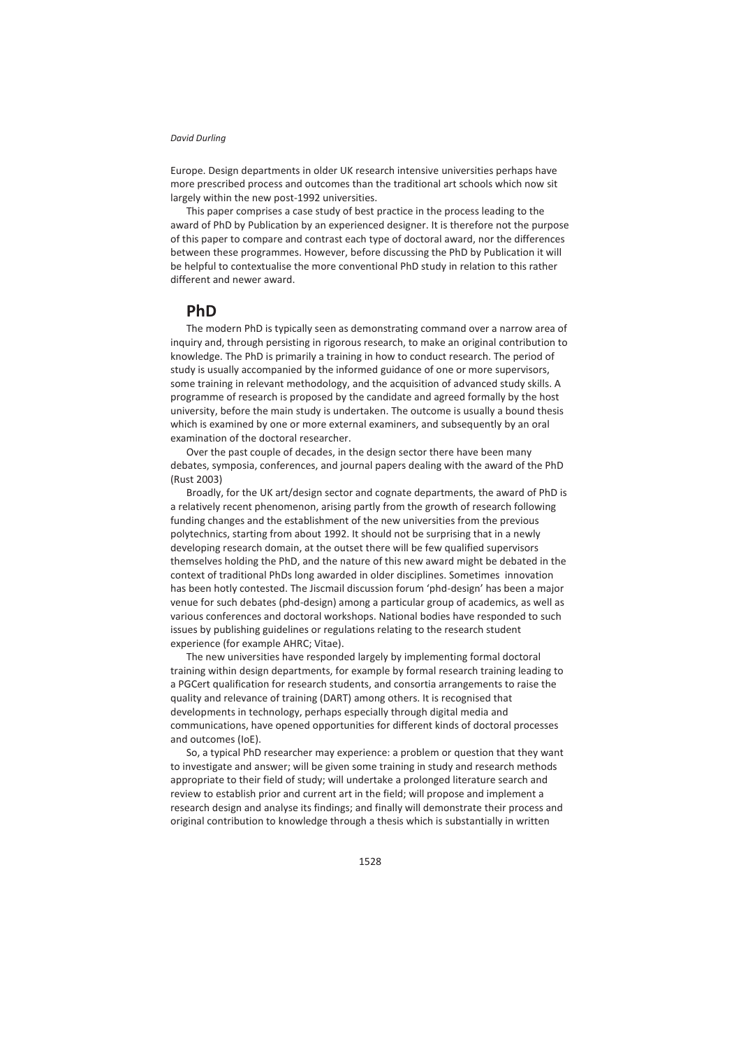Europe. Design departments in older UK research intensive universities perhaps have more prescribed process and outcomes than the traditional art schools which now sit largely within the new post-1992 universities.

This paper comprises a case study of best practice in the process leading to the award of PhD by Publication by an experienced designer. It is therefore not the purpose of this paper to compare and contrast each type of doctoral award, nor the differences between these programmes. However, before discussing the PhD by Publication it will be helpful to contextualise the more conventional PhD study in relation to this rather different and newer award.

## PhD

The modern PhD is typically seen as demonstrating command over a narrow area of inquiry and, through persisting in rigorous research, to make an original contribution to knowledge. The PhD is primarily a training in how to conduct research. The period of study is usually accompanied by the informed guidance of one or more supervisors, some training in relevant methodology, and the acquisition of advanced study skills. A programme of research is proposed by the candidate and agreed formally by the host university, before the main study is undertaken. The outcome is usually a bound thesis which is examined by one or more external examiners, and subsequently by an oral examination of the doctoral researcher.

Over the past couple of decades, in the design sector there have been many debates, symposia, conferences, and journal papers dealing with the award of the PhD (Rust 2003)

Broadly, for the UK art/design sector and cognate departments, the award of PhD is a relatively recent phenomenon, arising partly from the growth of research following funding changes and the establishment of the new universities from the previous polytechnics, starting from about 1992. It should not be surprising that in a newly developing research domain, at the outset there will be few qualified supervisors themselves holding the PhD, and the nature of this new award might be debated in the context of traditional PhDs long awarded in older disciplines. Sometimes innovation has been hotly contested. The Jiscmail discussion forum 'phd-design' has been a major venue for such debates (phd-design) among a particular group of academics, as well as various conferences and doctoral workshops. National bodies have responded to such issues by publishing guidelines or regulations relating to the research student experience (for example AHRC; Vitae).

The new universities have responded largely by implementing formal doctoral training within design departments, for example by formal research training leading to a PGCert qualification for research students, and consortia arrangements to raise the quality and relevance of training (DART) among others. It is recognised that developments in technology, perhaps especially through digital media and communications, have opened opportunities for different kinds of doctoral processes and outcomes (IoE).

So, a typical PhD researcher may experience: a problem or question that they want to investigate and answer; will be given some training in study and research methods appropriate to their field of study; will undertake a prolonged literature search and review to establish prior and current art in the field; will propose and implement a research design and analyse its findings; and finally will demonstrate their process and original contribution to knowledge through a thesis which is substantially in written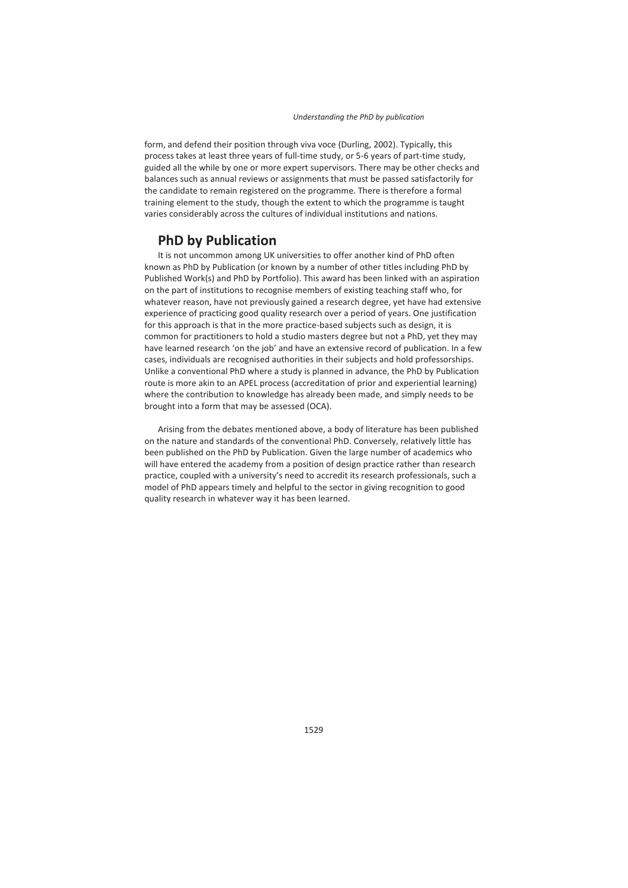form, and defend their position through viva voce (Durling, 2002). Typically, this process takes at least three years of full-time study, or 5-6 years of part-time study, guided all the while by one or more expert supervisors. There may be other checks and balances such as annual reviews or assignments that must be passed satisfactorily for the candidate to remain registered on the programme. There is therefore a formal training element to the study, though the extent to which the programme is taught varies considerably across the cultures of individual institutions and nations.

## PhD by Publication

It is not uncommon among UK universities to offer another kind of PhD often known as PhD by Publication (or known by a number of other titles including PhD by Published Work(s) and PhD by Portfolio). This award has been linked with an aspiration on the part of institutions to recognise members of existing teaching staff who, for whatever reason, have not previously gained a research degree, yet have had extensive experience of practicing good quality research over a period of years. One justification for this approach is that in the more practice-based subjects such as design, it is common for practitioners to hold a studio masters degree but not a PhD, yet they may have learned research 'on the job' and have an extensive record of publication. In a few cases, individuals are recognised authorities in their subjects and hold professorships. Unlike a conventional PhD where a study is planned in advance, the PhD by Publication route is more akin to an APEL process (accreditation of prior and experiential learning) where the contribution to knowledge has already been made, and simply needs to be brought into a form that may be assessed (OCA).

Arising from the debates mentioned above, a body of literature has been published on the nature and standards of the conventional PhD. Conversely, relatively little has been published on the PhD by Publication. Given the large number of academics who will have entered the academy from a position of design practice rather than research practice, coupled with a university's need to accredit its research professionals, such a model of PhD appears timely and helpful to the sector in giving recognition to good quality research in whatever way it has been learned.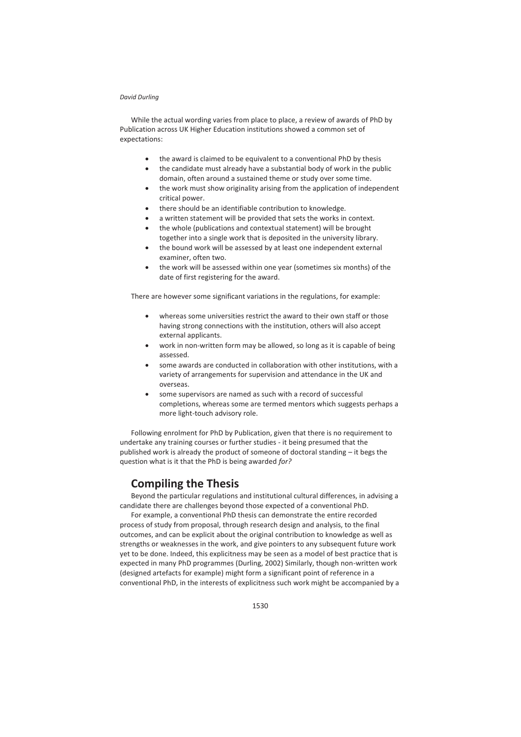While the actual wording varies from place to place, a review of awards of PhD by Publication across UK Higher Education institutions showed a common set of expectations:

- the award is claimed to be equivalent to a conventional PhD by thesis
- the candidate must already have a substantial body of work in the public domain, often around a sustained theme or study over some time.
- the work must show originality arising from the application of independent critical power.
- there should be an identifiable contribution to knowledge.
- a written statement will be provided that sets the works in context.
- the whole (publications and contextual statement) will be brought together into a single work that is deposited in the university library.
- the bound work will be assessed by at least one independent external examiner, often two.
- the work will be assessed within one year (sometimes six months) of the date of first registering for the award.

There are however some significant variations in the regulations, for example:

- whereas some universities restrict the award to their own staff or those having strong connections with the institution, others will also accept external applicants.
- work in non-written form may be allowed, so long as it is capable of being assessed.
- some awards are conducted in collaboration with other institutions, with a variety of arrangements for supervision and attendance in the UK and overseas.
- some supervisors are named as such with a record of successful completions, whereas some are termed mentors which suggests perhaps a more light-touch advisory role.

Following enrolment for PhD by Publication, given that there is no requirement to undertake any training courses or further studies - it being presumed that the published work is already the product of someone of doctoral standing – it begs the question what is it that the PhD is being awarded *for?*

## Compiling the Thesis

Beyond the particular regulations and institutional cultural differences, in advising a candidate there are challenges beyond those expected of a conventional PhD.

For example, a conventional PhD thesis can demonstrate the entire recorded process of study from proposal, through research design and analysis, to the final outcomes, and can be explicit about the original contribution to knowledge as well as strengths or weaknesses in the work, and give pointers to any subsequent future work yet to be done. Indeed, this explicitness may be seen as a model of best practice that is expected in many PhD programmes (Durling, 2002) Similarly, though non-written work (designed artefacts for example) might form a significant point of reference in a conventional PhD, in the interests of explicitness such work might be accompanied by a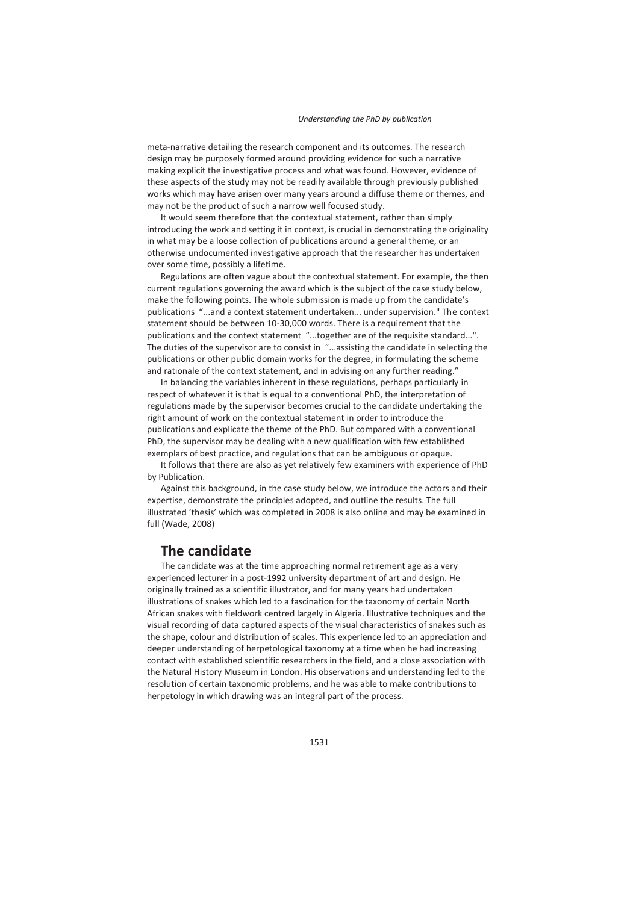meta-narrative detailing the research component and its outcomes. The research design may be purposely formed around providing evidence for such a narrative making explicit the investigative process and what was found. However, evidence of these aspects of the study may not be readily available through previously published works which may have arisen over many years around a diffuse theme or themes, and may not be the product of such a narrow well focused study.

It would seem therefore that the contextual statement, rather than simply introducing the work and setting it in context, is crucial in demonstrating the originality in what may be a loose collection of publications around a general theme, or an otherwise undocumented investigative approach that the researcher has undertaken over some time, possibly a lifetime.

Regulations are often vague about the contextual statement. For example, the then current regulations governing the award which is the subject of the case study below, make the following points. The whole submission is made up from the candidate's publications "...and a context statement undertaken... under supervision." The context statement should be between 10-30,000 words. There is a requirement that the publications and the context statement "...together are of the requisite standard...". The duties of the supervisor are to consist in "...assisting the candidate in selecting the publications or other public domain works for the degree, in formulating the scheme and rationale of the context statement, and in advising on any further reading."

In balancing the variables inherent in these regulations, perhaps particularly in respect of whatever it is that is equal to a conventional PhD, the interpretation of regulations made by the supervisor becomes crucial to the candidate undertaking the right amount of work on the contextual statement in order to introduce the publications and explicate the theme of the PhD. But compared with a conventional PhD, the supervisor may be dealing with a new qualification with few established exemplars of best practice, and regulations that can be ambiguous or opaque.

It follows that there are also as yet relatively few examiners with experience of PhD by Publication.

Against this background, in the case study below, we introduce the actors and their expertise, demonstrate the principles adopted, and outline the results. The full illustrated 'thesis' which was completed in 2008 is also online and may be examined in full (Wade, 2008)

## The candidate

The candidate was at the time approaching normal retirement age as a very experienced lecturer in a post-1992 university department of art and design. He originally trained as a scientific illustrator, and for many years had undertaken illustrations of snakes which led to a fascination for the taxonomy of certain North African snakes with fieldwork centred largely in Algeria. Illustrative techniques and the visual recording of data captured aspects of the visual characteristics of snakes such as the shape, colour and distribution of scales. This experience led to an appreciation and deeper understanding of herpetological taxonomy at a time when he had increasing contact with established scientific researchers in the field, and a close association with the Natural History Museum in London. His observations and understanding led to the resolution of certain taxonomic problems, and he was able to make contributions to herpetology in which drawing was an integral part of the process.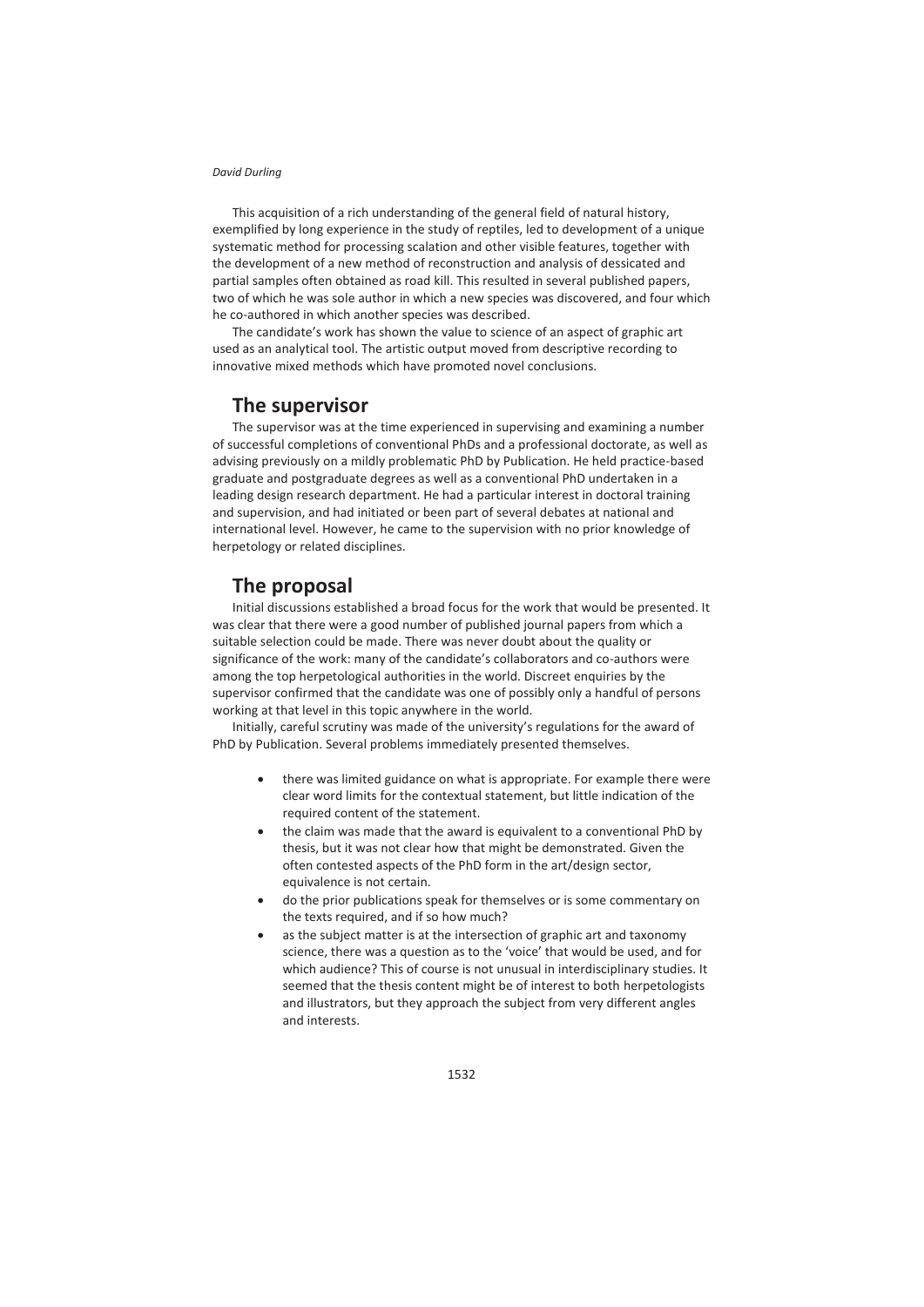This acquisition of a rich understanding of the general field of natural history, exemplified by long experience in the study of reptiles, led to development of a unique systematic method for processing scalation and other visible features, together with the development of a new method of reconstruction and analysis of dessicated and partial samples often obtained as road kill. This resulted in several published papers, two of which he was sole author in which a new species was discovered, and four which he co-authored in which another species was described.

The candidate's work has shown the value to science of an aspect of graphic art used as an analytical tool. The artistic output moved from descriptive recording to innovative mixed methods which have promoted novel conclusions.

## The supervisor

The supervisor was at the time experienced in supervising and examining a number of successful completions of conventional PhDs and a professional doctorate, as well as advising previously on a mildly problematic PhD by Publication. He held practice-based graduate and postgraduate degrees as well as a conventional PhD undertaken in a leading design research department. He had a particular interest in doctoral training and supervision, and had initiated or been part of several debates at national and international level. However, he came to the supervision with no prior knowledge of herpetology or related disciplines.

## The proposal

Initial discussions established a broad focus for the work that would be presented. It was clear that there were a good number of published journal papers from which a suitable selection could be made. There was never doubt about the quality or significance of the work: many of the candidate's collaborators and co-authors were among the top herpetological authorities in the world. Discreet enquiries by the supervisor confirmed that the candidate was one of possibly only a handful of persons working at that level in this topic anywhere in the world.

Initially, careful scrutiny was made of the university's regulations for the award of PhD by Publication. Several problems immediately presented themselves.

- there was limited guidance on what is appropriate. For example there were clear word limits for the contextual statement, but little indication of the required content of the statement.
- the claim was made that the award is equivalent to a conventional PhD by thesis, but it was not clear how that might be demonstrated. Given the often contested aspects of the PhD form in the art/design sector, equivalence is not certain.
- do the prior publications speak for themselves or is some commentary on the texts required, and if so how much?
- as the subject matter is at the intersection of graphic art and taxonomy science, there was a question as to the 'voice' that would be used, and for which audience? This of course is not unusual in interdisciplinary studies. It seemed that the thesis content might be of interest to both herpetologists and illustrators, but they approach the subject from very different angles and interests.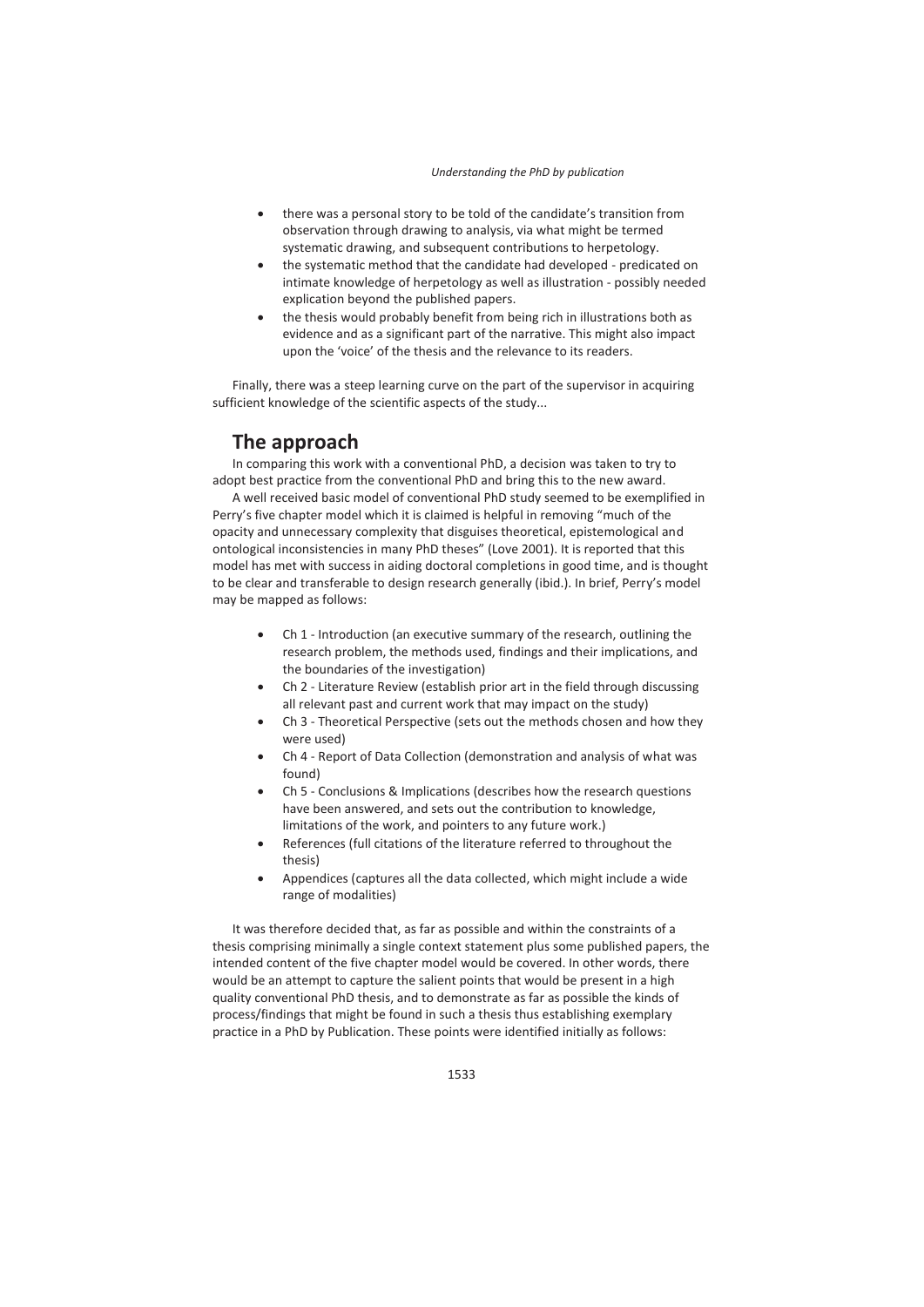- there was a personal story to be told of the candidate's transition from observation through drawing to analysis, via what might be termed systematic drawing, and subsequent contributions to herpetology.
- the systematic method that the candidate had developed - predicated on intimate knowledge of herpetology as well as illustration - possibly needed explication beyond the published papers.
- the thesis would probably benefit from being rich in illustrations both as evidence and as a significant part of the narrative. This might also impact upon the 'voice' of the thesis and the relevance to its readers.

Finally, there was a steep learning curve on the part of the supervisor in acquiring sufficient knowledge of the scientific aspects of the study...

## The approach

In comparing this work with a conventional PhD, a decision was taken to try to adopt best practice from the conventional PhD and bring this to the new award.

A well received basic model of conventional PhD study seemed to be exemplified in Perry's five chapter model which it is claimed is helpful in removing "much of the opacity and unnecessary complexity that disguises theoretical, epistemological and ontological inconsistencies in many PhD theses" (Love 2001). It is reported that this model has met with success in aiding doctoral completions in good time, and is thought to be clear and transferable to design research generally (ibid.). In brief, Perry's model may be mapped as follows:

- Ch 1 - Introduction (an executive summary of the research, outlining the research problem, the methods used, findings and their implications, and the boundaries of the investigation)
- Ch 2 - Literature Review (establish prior art in the field through discussing all relevant past and current work that may impact on the study)
- Ch 3 - Theoretical Perspective (sets out the methods chosen and how they were used)
- Ch 4 - Report of Data Collection (demonstration and analysis of what was found)
- Ch 5 - Conclusions & Implications (describes how the research questions have been answered, and sets out the contribution to knowledge, limitations of the work, and pointers to any future work.)
- References (full citations of the literature referred to throughout the thesis)
- Appendices (captures all the data collected, which might include a wide range of modalities)

It was therefore decided that, as far as possible and within the constraints of a thesis comprising minimally a single context statement plus some published papers, the intended content of the five chapter model would be covered. In other words, there would be an attempt to capture the salient points that would be present in a high quality conventional PhD thesis, and to demonstrate as far as possible the kinds of process/findings that might be found in such a thesis thus establishing exemplary practice in a PhD by Publication. These points were identified initially as follows: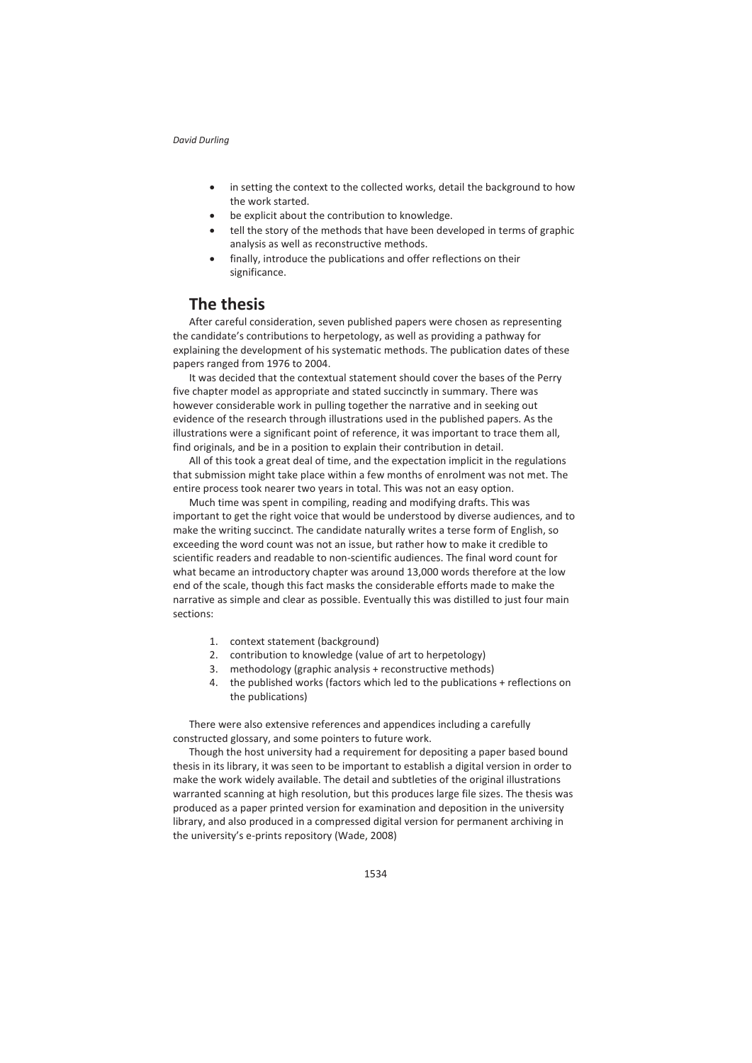- in setting the context to the collected works, detail the background to how the work started.
- be explicit about the contribution to knowledge.
- tell the story of the methods that have been developed in terms of graphic analysis as well as reconstructive methods.
- finally, introduce the publications and offer reflections on their significance.

## The thesis

After careful consideration, seven published papers were chosen as representing the candidate's contributions to herpetology, as well as providing a pathway for explaining the development of his systematic methods. The publication dates of these papers ranged from 1976 to 2004.

It was decided that the contextual statement should cover the bases of the Perry five chapter model as appropriate and stated succinctly in summary. There was however considerable work in pulling together the narrative and in seeking out evidence of the research through illustrations used in the published papers. As the illustrations were a significant point of reference, it was important to trace them all, find originals, and be in a position to explain their contribution in detail.

All of this took a great deal of time, and the expectation implicit in the regulations that submission might take place within a few months of enrolment was not met. The entire process took nearer two years in total. This was not an easy option.

Much time was spent in compiling, reading and modifying drafts. This was important to get the right voice that would be understood by diverse audiences, and to make the writing succinct. The candidate naturally writes a terse form of English, so exceeding the word count was not an issue, but rather how to make it credible to scientific readers and readable to non-scientific audiences. The final word count for what became an introductory chapter was around 13,000 words therefore at the low end of the scale, though this fact masks the considerable efforts made to make the narrative as simple and clear as possible. Eventually this was distilled to just four main sections:

1. context statement (background)
2. contribution to knowledge (value of art to herpetology)
3. methodology (graphic analysis + reconstructive methods)
4. the published works (factors which led to the publications + reflections on the publications)

There were also extensive references and appendices including a carefully constructed glossary, and some pointers to future work.

Though the host university had a requirement for depositing a paper based bound thesis in its library, it was seen to be important to establish a digital version in order to make the work widely available. The detail and subtleties of the original illustrations warranted scanning at high resolution, but this produces large file sizes. The thesis was produced as a paper printed version for examination and deposition in the university library, and also produced in a compressed digital version for permanent archiving in the university's e-prints repository (Wade, 2008)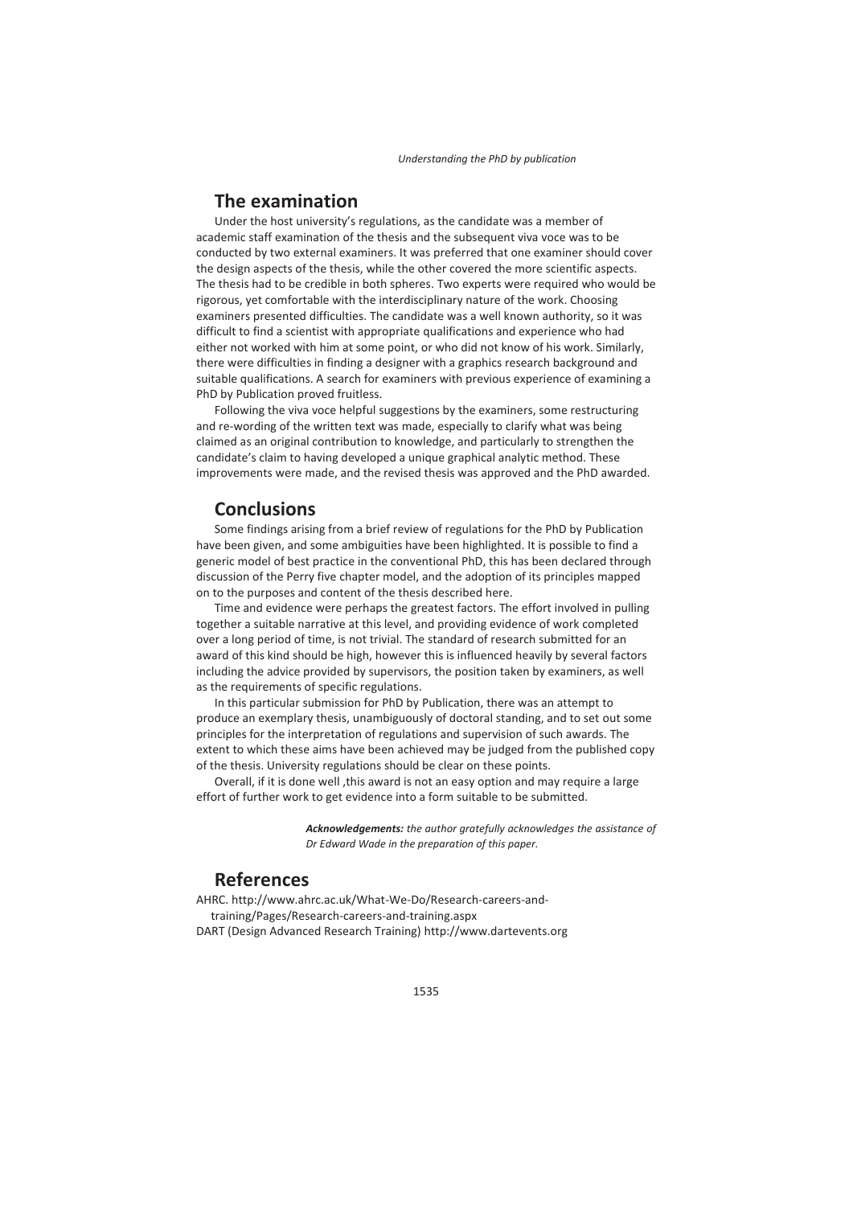## The examination

Under the host university's regulations, as the candidate was a member of academic staff examination of the thesis and the subsequent viva voce was to be conducted by two external examiners. It was preferred that one examiner should cover the design aspects of the thesis, while the other covered the more scientific aspects. The thesis had to be credible in both spheres. Two experts were required who would be rigorous, yet comfortable with the interdisciplinary nature of the work. Choosing examiners presented difficulties. The candidate was a well known authority, so it was difficult to find a scientist with appropriate qualifications and experience who had either not worked with him at some point, or who did not know of his work. Similarly, there were difficulties in finding a designer with a graphics research background and suitable qualifications. A search for examiners with previous experience of examining a PhD by Publication proved fruitless.

Following the viva voce helpful suggestions by the examiners, some restructuring and re-wording of the written text was made, especially to clarify what was being claimed as an original contribution to knowledge, and particularly to strengthen the candidate's claim to having developed a unique graphical analytic method. These improvements were made, and the revised thesis was approved and the PhD awarded.

## Conclusions

Some findings arising from a brief review of regulations for the PhD by Publication have been given, and some ambiguities have been highlighted. It is possible to find a generic model of best practice in the conventional PhD, this has been declared through discussion of the Perry five chapter model, and the adoption of its principles mapped on to the purposes and content of the thesis described here.

Time and evidence were perhaps the greatest factors. The effort involved in pulling together a suitable narrative at this level, and providing evidence of work completed over a long period of time, is not trivial. The standard of research submitted for an award of this kind should be high, however this is influenced heavily by several factors including the advice provided by supervisors, the position taken by examiners, as well as the requirements of specific regulations.

In this particular submission for PhD by Publication, there was an attempt to produce an exemplary thesis, unambiguously of doctoral standing, and to set out some principles for the interpretation of regulations and supervision of such awards. The extent to which these aims have been achieved may be judged from the published copy of the thesis. University regulations should be clear on these points.

Overall, if it is done well ,this award is not an easy option and may require a large effort of further work to get evidence into a form suitable to be submitted.

***Acknowledgements:*** *the author gratefully acknowledges the assistance of Dr Edward Wade in the preparation of this paper.*

## References

AHRC. http://www.ahrc.ac.uk/What-We-Do/Research-careers-and-training/Pages/Research-careers-and-training.aspx

DART (Design Advanced Research Training) http://www.dartevents.org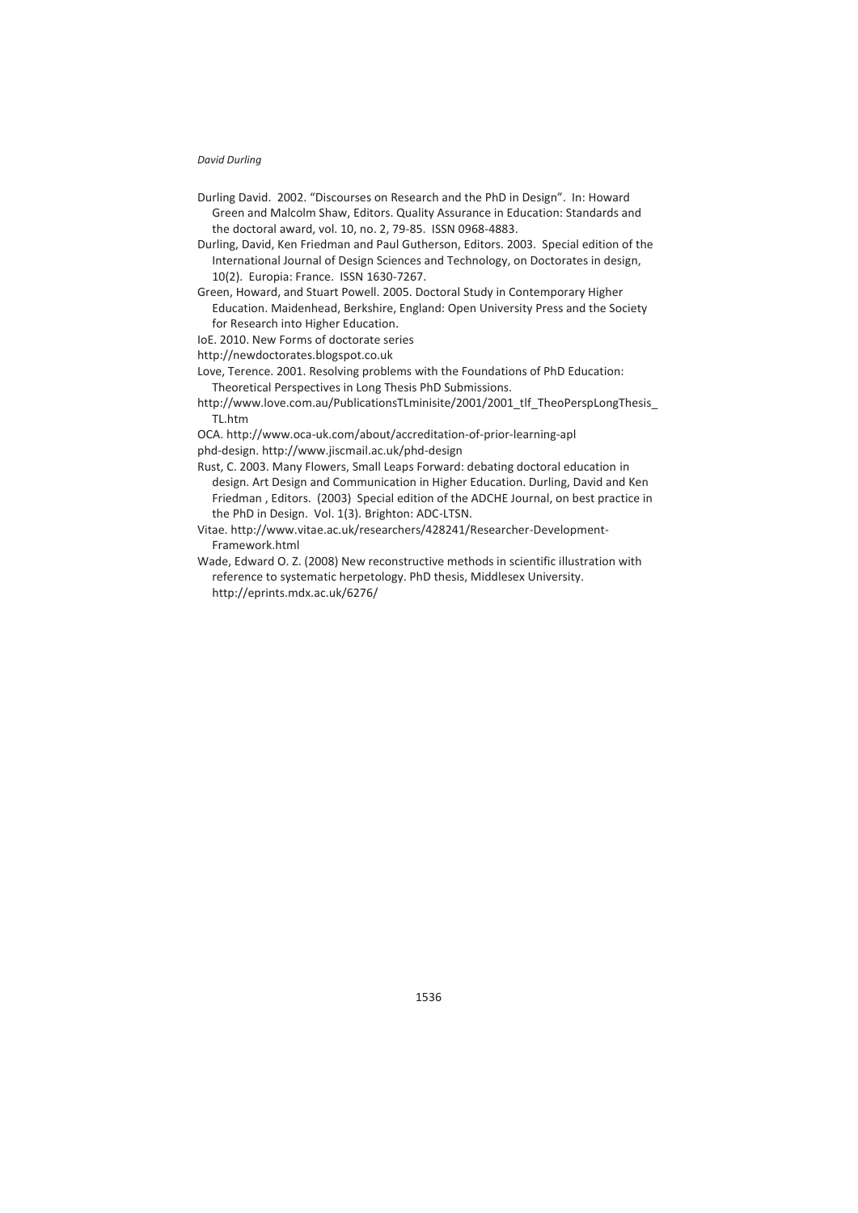Durling David. 2002. "Discourses on Research and the PhD in Design". In: Howard Green and Malcolm Shaw, Editors. Quality Assurance in Education: Standards and the doctoral award, vol. 10, no. 2, 79-85. ISSN 0968-4883.

Durling, David, Ken Friedman and Paul Gutherson, Editors. 2003. Special edition of the International Journal of Design Sciences and Technology, on Doctorates in design, 10(2). Europia: France. ISSN 1630-7267.

Green, Howard, and Stuart Powell. 2005. Doctoral Study in Contemporary Higher Education. Maidenhead, Berkshire, England: Open University Press and the Society for Research into Higher Education.

IoE. 2010. New Forms of doctorate series

http://newdoctorates.blogspot.co.uk

Love, Terence. 2001. Resolving problems with the Foundations of PhD Education: Theoretical Perspectives in Long Thesis PhD Submissions.

http://www.love.com.au/PublicationsTLminisite/2001/2001_tlf_TheoPerspLongThesis_TL.htm

OCA. http://www.oca-uk.com/about/accreditation-of-prior-learning-apl

phd-design. http://www.jiscmail.ac.uk/phd-design

Rust, C. 2003. Many Flowers, Small Leaps Forward: debating doctoral education in design. Art Design and Communication in Higher Education. Durling, David and Ken Friedman , Editors. (2003) Special edition of the ADCHE Journal, on best practice in the PhD in Design. Vol. 1(3). Brighton: ADC-LTSN.

Vitae. http://www.vitae.ac.uk/researchers/428241/Researcher-Development-Framework.html

Wade, Edward O. Z. (2008) New reconstructive methods in scientific illustration with reference to systematic herpetology. PhD thesis, Middlesex University. http://eprints.mdx.ac.uk/6276/